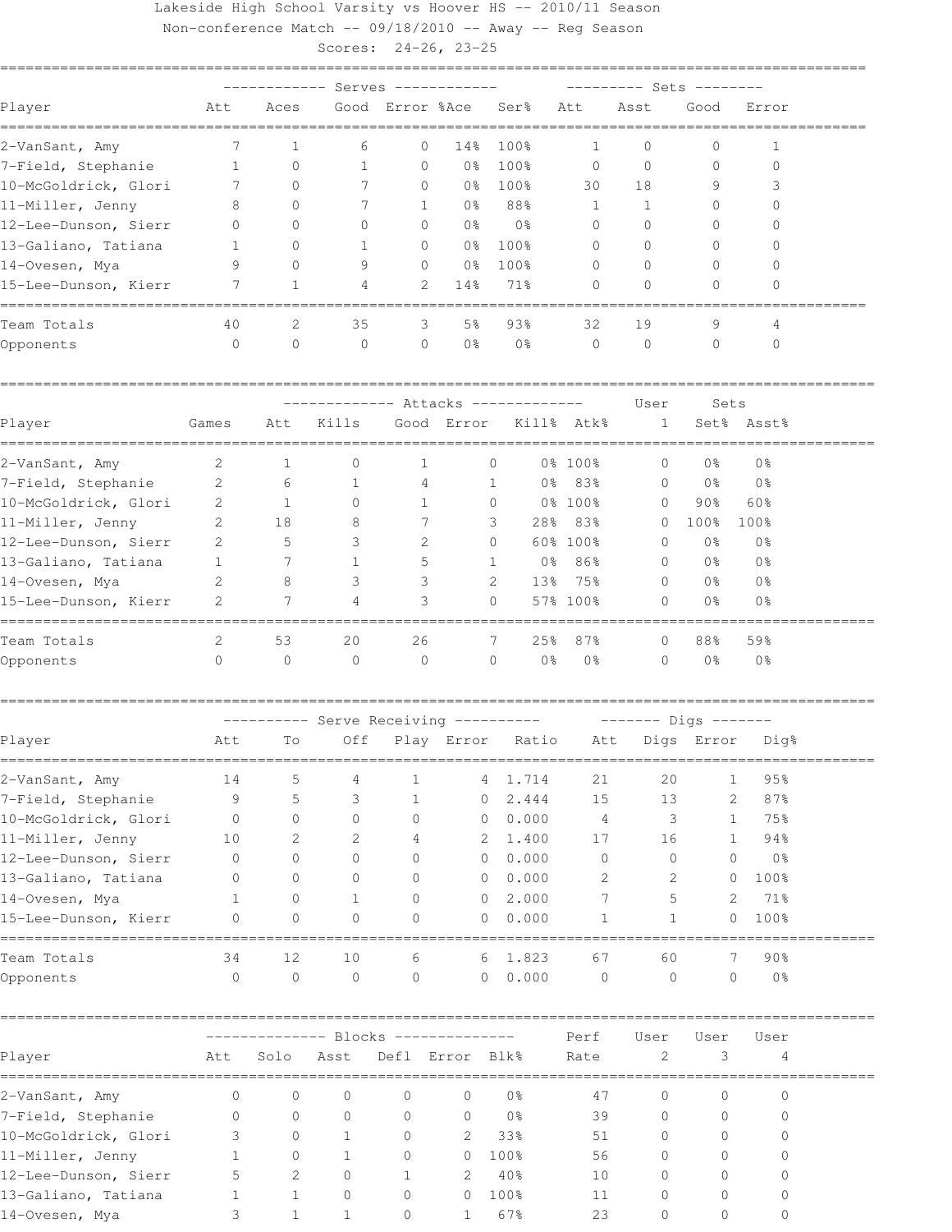Lakeside High School Varsity vs Hoover HS -- 2010/11 Season

Non-conference Match -- 09/18/2010 -- Away -- Reg Season

Scores: 24-26, 23-25

| | Serves | | | | | | Sets | | | |
|---|---|---|---|---|---|---|---|---|---|---|
| Player | Att | Aces | Good | Error | %Ace | Ser% | Att | Asst | Good | Error |
| 2-VanSant, Amy | 7 | 1 | 6 | 0 | 14% | 100% | 1 | 0 | 0 | 1 |
| 7-Field, Stephanie | 1 | 0 | 1 | 0 | 0% | 100% | 0 | 0 | 0 | 0 |
| 10-McGoldrick, Glori | 7 | 0 | 7 | 0 | 0% | 100% | 30 | 18 | 9 | 3 |
| 11-Miller, Jenny | 8 | 0 | 7 | 1 | 0% | 88% | 1 | 1 | 0 | 0 |
| 12-Lee-Dunson, Sierr | 0 | 0 | 0 | 0 | 0% | 0% | 0 | 0 | 0 | 0 |
| 13-Galiano, Tatiana | 1 | 0 | 1 | 0 | 0% | 100% | 0 | 0 | 0 | 0 |
| 14-Ovesen, Mya | 9 | 0 | 9 | 0 | 0% | 100% | 0 | 0 | 0 | 0 |
| 15-Lee-Dunson, Kierr | 7 | 1 | 4 | 2 | 14% | 71% | 0 | 0 | 0 | 0 |
| Team Totals | 40 | 2 | 35 | 3 | 5% | 93% | 32 | 19 | 9 | 4 |
| Opponents | 0 | 0 | 0 | 0 | 0% | 0% | 0 | 0 | 0 | 0 |

| | | Attacks | | | | | | User | Sets | |
|---|---|---|---|---|---|---|---|---|---|---|
| Player | Games | Att | Kills | Good | Error | Kill% | Atk% | 1 | Set% | Asst% |
| 2-VanSant, Amy | 2 | 1 | 0 | 1 | 0 | 0% | 100% | 0 | 0% | 0% |
| 7-Field, Stephanie | 2 | 6 | 1 | 4 | 1 | 0% | 83% | 0 | 0% | 0% |
| 10-McGoldrick, Glori | 2 | 1 | 0 | 1 | 0 | 0% | 100% | 0 | 90% | 60% |
| 11-Miller, Jenny | 2 | 18 | 8 | 7 | 3 | 28% | 83% | 0 | 100% | 100% |
| 12-Lee-Dunson, Sierr | 2 | 5 | 3 | 2 | 0 | 60% | 100% | 0 | 0% | 0% |
| 13-Galiano, Tatiana | 1 | 7 | 1 | 5 | 1 | 0% | 86% | 0 | 0% | 0% |
| 14-Ovesen, Mya | 2 | 8 | 3 | 3 | 2 | 13% | 75% | 0 | 0% | 0% |
| 15-Lee-Dunson, Kierr | 2 | 7 | 4 | 3 | 0 | 57% | 100% | 0 | 0% | 0% |
| Team Totals | 2 | 53 | 20 | 26 | 7 | 25% | 87% | 0 | 88% | 59% |
| Opponents | 0 | 0 | 0 | 0 | 0 | 0% | 0% | 0 | 0% | 0% |

| | Serve Receiving | | | | | | Digs | | | |
|---|---|---|---|---|---|---|---|---|---|---|
| Player | Att | To | Off | Play | Error | Ratio | Att | Digs | Error | Dig% |
| 2-VanSant, Amy | 14 | 5 | 4 | 1 | 4 | 1.714 | 21 | 20 | 1 | 95% |
| 7-Field, Stephanie | 9 | 5 | 3 | 1 | 0 | 2.444 | 15 | 13 | 2 | 87% |
| 10-McGoldrick, Glori | 0 | 0 | 0 | 0 | 0 | 0.000 | 4 | 3 | 1 | 75% |
| 11-Miller, Jenny | 10 | 2 | 2 | 4 | 2 | 1.400 | 17 | 16 | 1 | 94% |
| 12-Lee-Dunson, Sierr | 0 | 0 | 0 | 0 | 0 | 0.000 | 0 | 0 | 0 | 0% |
| 13-Galiano, Tatiana | 0 | 0 | 0 | 0 | 0 | 0.000 | 2 | 2 | 0 | 100% |
| 14-Ovesen, Mya | 1 | 0 | 1 | 0 | 0 | 2.000 | 7 | 5 | 2 | 71% |
| 15-Lee-Dunson, Kierr | 0 | 0 | 0 | 0 | 0 | 0.000 | 1 | 1 | 0 | 100% |
| Team Totals | 34 | 12 | 10 | 6 | 6 | 1.823 | 67 | 60 | 7 | 90% |
| Opponents | 0 | 0 | 0 | 0 | 0 | 0.000 | 0 | 0 | 0 | 0% |

| | Blocks | | | | | | Perf | User | User | User |
|---|---|---|---|---|---|---|---|---|---|---|
| Player | Att | Solo | Asst | Defl | Error | Blk% | Rate | 2 | 3 | 4 |
| 2-VanSant, Amy | 0 | 0 | 0 | 0 | 0 | 0% | 47 | 0 | 0 | 0 |
| 7-Field, Stephanie | 0 | 0 | 0 | 0 | 0 | 0% | 39 | 0 | 0 | 0 |
| 10-McGoldrick, Glori | 3 | 0 | 1 | 0 | 2 | 33% | 51 | 0 | 0 | 0 |
| 11-Miller, Jenny | 1 | 0 | 1 | 0 | 0 | 100% | 56 | 0 | 0 | 0 |
| 12-Lee-Dunson, Sierr | 5 | 2 | 0 | 1 | 2 | 40% | 10 | 0 | 0 | 0 |
| 13-Galiano, Tatiana | 1 | 1 | 0 | 0 | 0 | 100% | 11 | 0 | 0 | 0 |
| 14-Ovesen, Mya | 3 | 1 | 1 | 0 | 1 | 67% | 23 | 0 | 0 | 0 |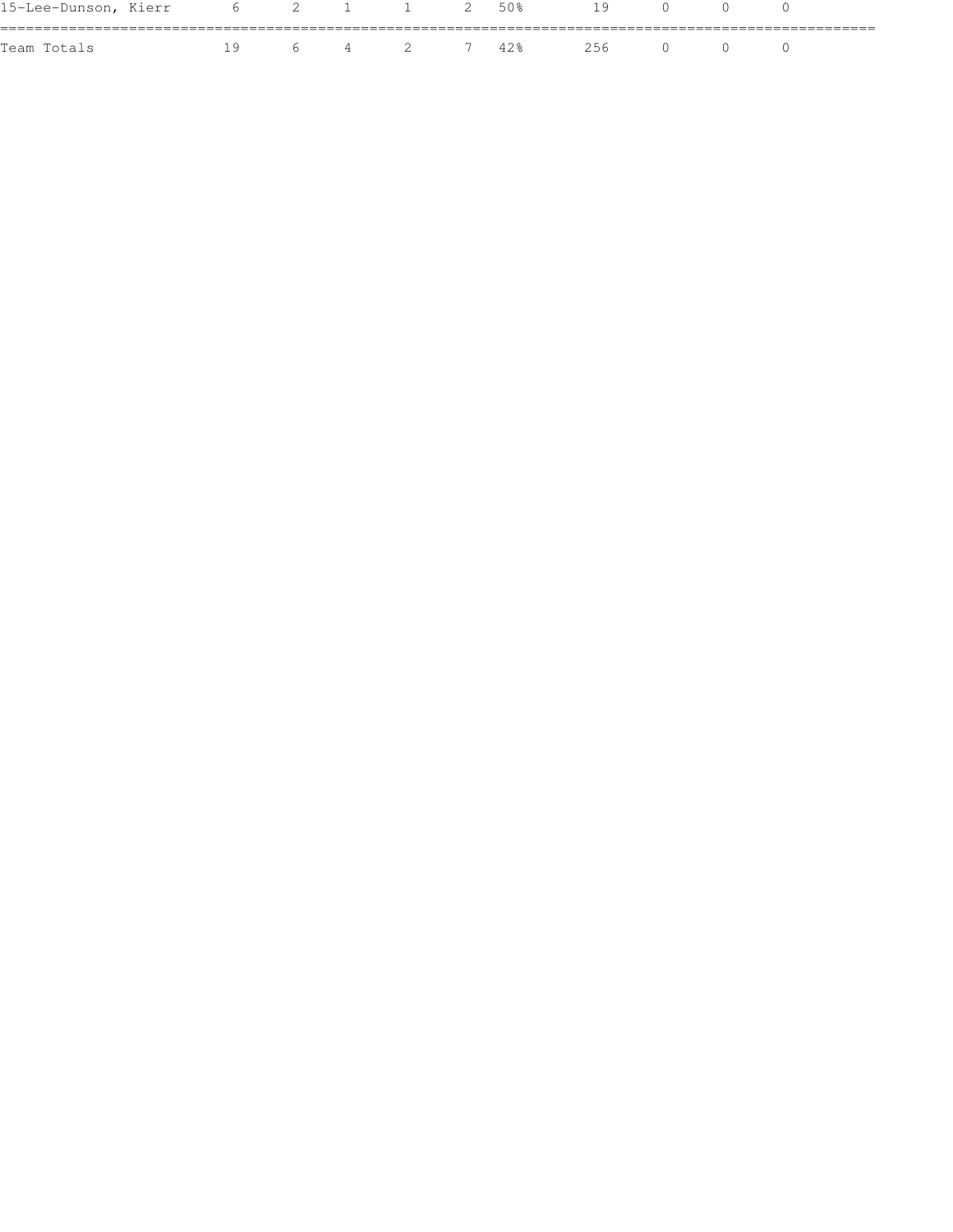| | | | | | | | | | | |
|---|---|---|---|---|---|---|---|---|---|---|
| 15-Lee-Dunson, Kierr | 6 | 2 | 1 | 1 | 2 | 50% | 19 | 0 | 0 | 0 |
| Team Totals | 19 | 6 | 4 | 2 | 7 | 42% | 256 | 0 | 0 | 0 |